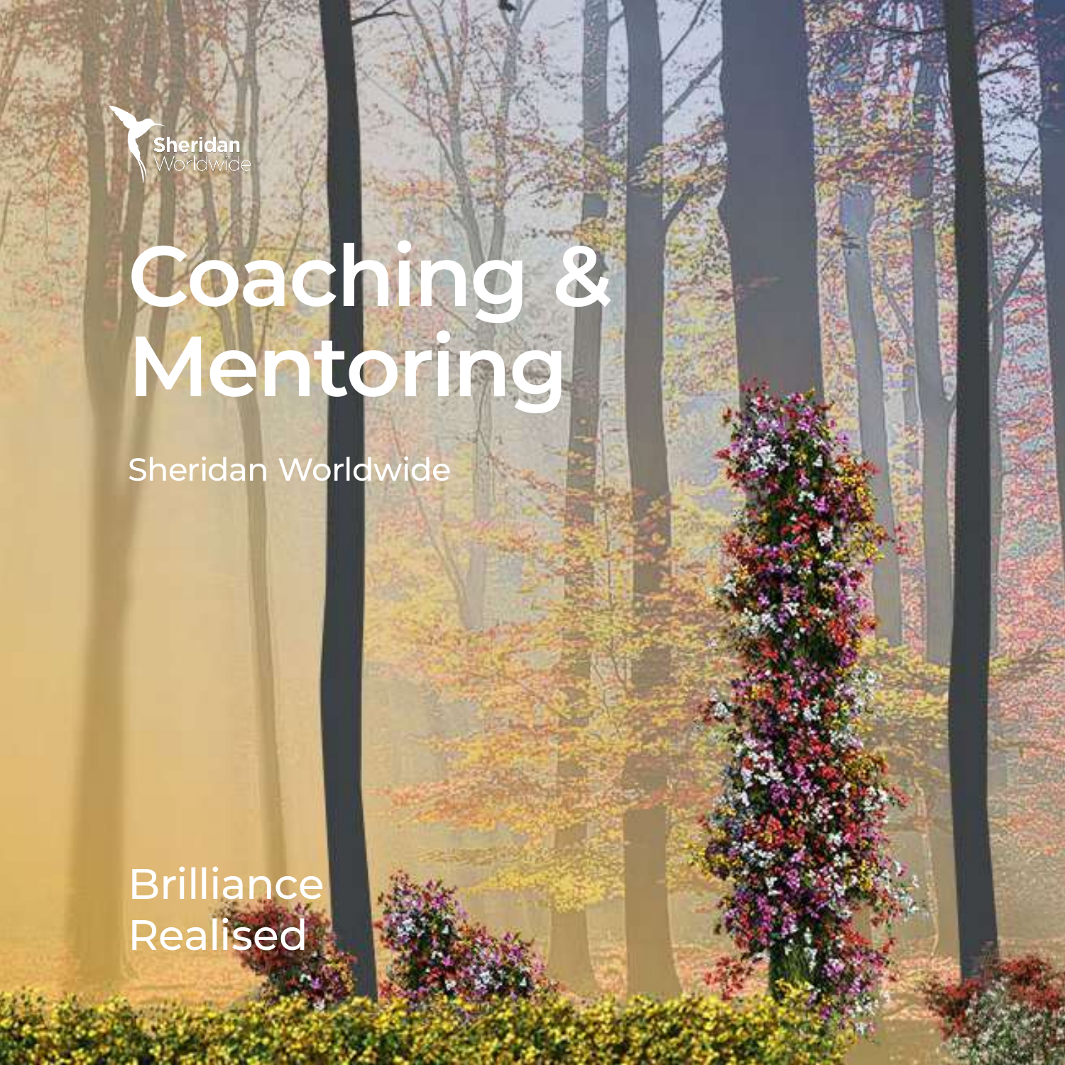Sheridan Worldwide

# Coaching & Mentoring

Sheridan Worldwide

Brilliance Realised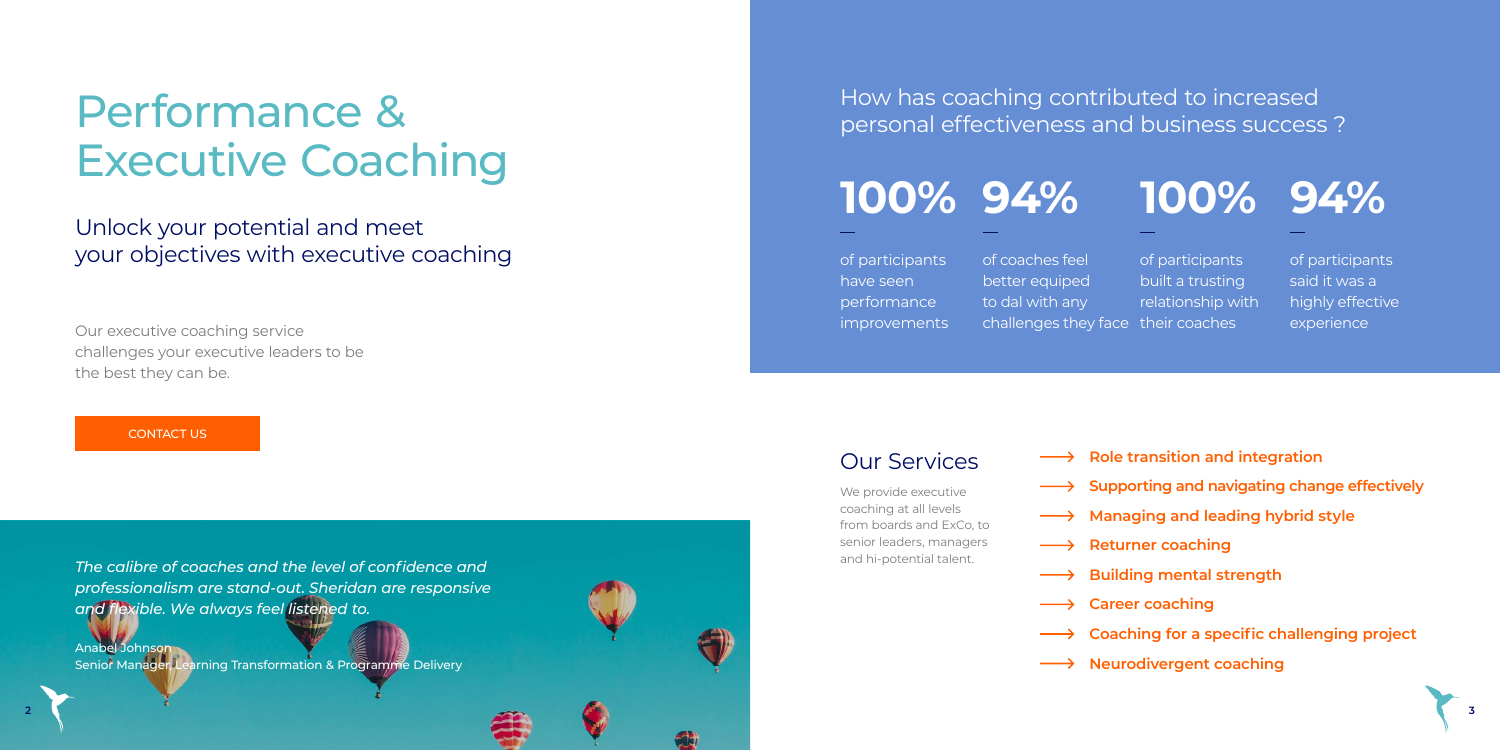# Performance & Executive Coaching

## Unlock your potential and meet your objectives with executive coaching

Our executive coaching service challenges your executive leaders to be the best they can be.

CONTACT US

*The calibre of coaches and the level of confidence and professionalism are stand-out. Sheridan are responsive and flexible. We always feel listened to.*

Anabel Johnson
Senior Manager, Learning Transformation & Programme Delivery

## How has coaching contributed to increased personal effectiveness and business success ?

**100%**

of participants have seen performance improvements

**94%**

of coaches feel better equiped to dal with any challenges they face

**100%**

of participants built a trusting relationship with their coaches

**94%**

of participants said it was a highly effective experience

## Our Services

We provide executive coaching at all levels from boards and ExCo, to senior leaders, managers and hi-potential talent.

- **Role transition and integration**
- **Supporting and navigating change effectively**
- **Managing and leading hybrid style**
- **Returner coaching**
- **Building mental strength**
- **Career coaching**
- **Coaching for a specific challenging project**
- **Neurodivergent coaching**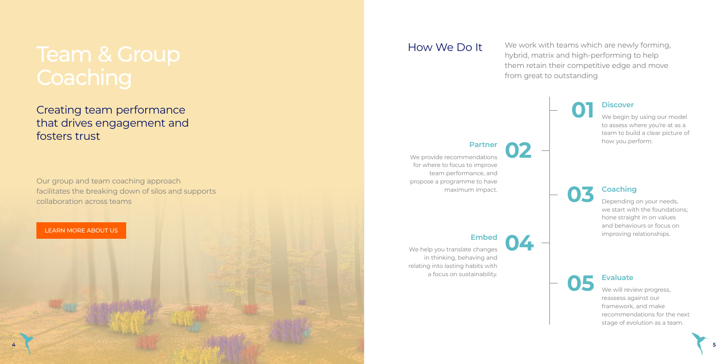# Team & Group Coaching

## Creating team performance that drives engagement and fosters trust

Our group and team coaching approach facilitates the breaking down of silos and supports collaboration across teams

LEARN MORE ABOUT US

## How We Do It

We work with teams which are newly forming, hybrid, matrix and high-performing to help them retain their competitive edge and move from great to outstanding

### 01 Discover

We begin by using our model to assess where you're at as a team to build a clear picture of how you perform.

### 02 Partner

We provide recommendations for where to focus to improve team performance, and propose a programme to have maximum impact.

### 03 Coaching

Depending on your needs, we start with the foundations; hone straight in on values and behaviours or focus on improving relationships.

### 04 Embed

We help you translate changes in thinking, behaving and relating into lasting habits with a focus on sustainability.

### 05 Evaluate

We will review progress, reassess against our framework, and make recommendations for the next stage of evolution as a team.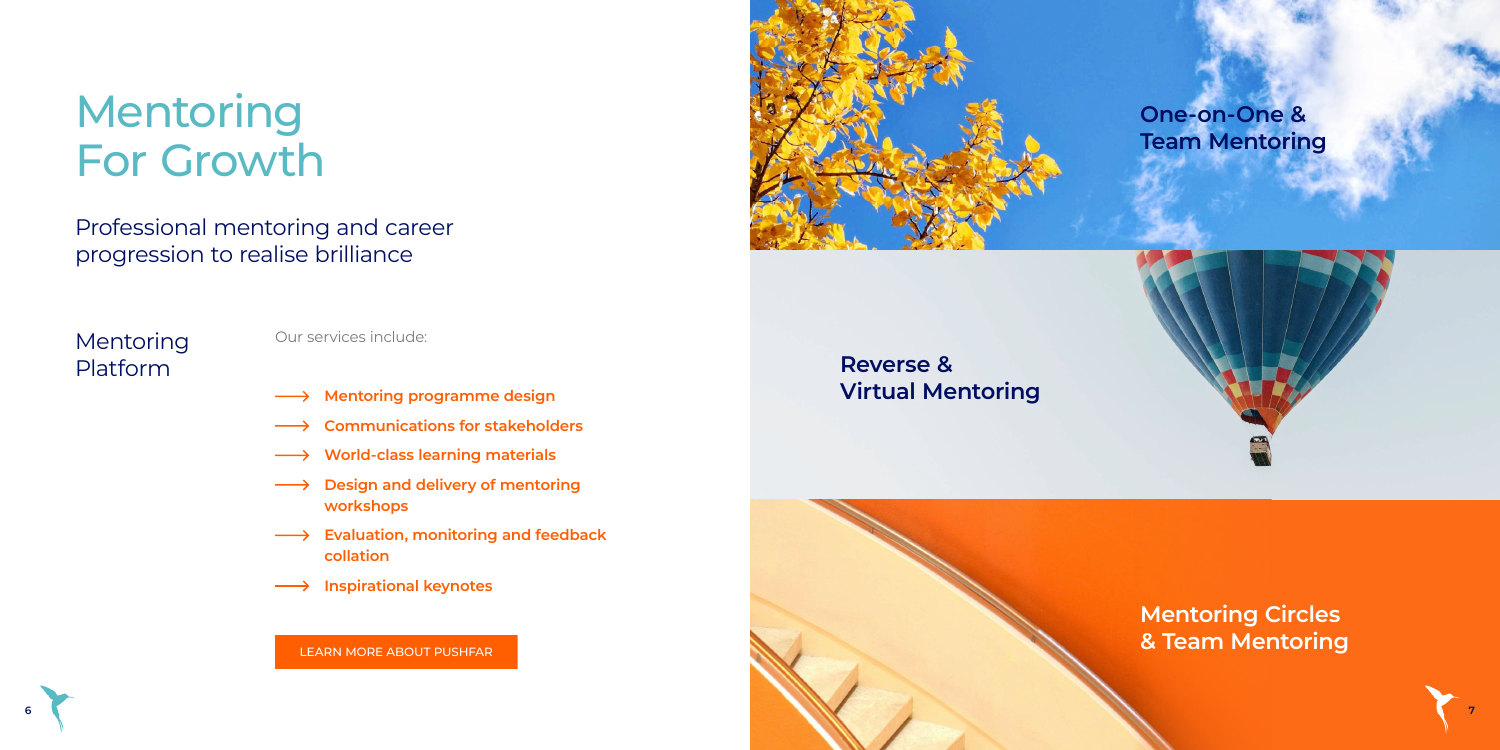# Mentoring For Growth

## Professional mentoring and career progression to realise brilliance

### Mentoring Platform

Our services include:

- **Mentoring programme design**
- **Communications for stakeholders**
- **World-class learning materials**
- **Design and delivery of mentoring workshops**
- **Evaluation, monitoring and feedback collation**
- **Inspirational keynotes**

LEARN MORE ABOUT PUSHFAR

**One-on-One & Team Mentoring**

**Reverse & Virtual Mentoring**

**Mentoring Circles & Team Mentoring**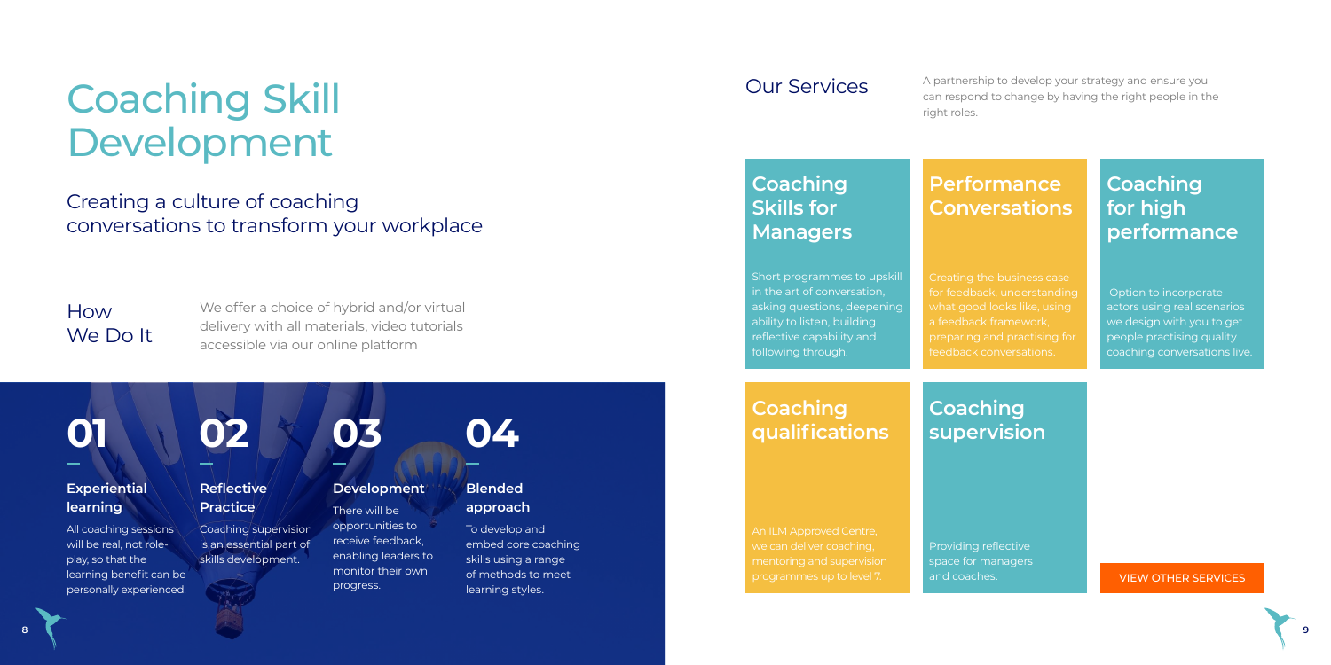# Coaching Skill Development

## Creating a culture of coaching conversations to transform your workplace

### How We Do It

We offer a choice of hybrid and/or virtual delivery with all materials, video tutorials accessible via our online platform

**01**

#### Experiential learning

All coaching sessions will be real, not role-play, so that the learning benefit can be personally experienced.

**02**

#### Reflective Practice

Coaching supervision is an essential part of skills development.

**03**

#### Development

There will be opportunities to receive feedback, enabling leaders to monitor their own progress.

**04**

#### Blended approach

To develop and embed core coaching skills using a range of methods to meet learning styles.

## Our Services

A partnership to develop your strategy and ensure you can respond to change by having the right people in the right roles.

### Coaching Skills for Managers

Short programmes to upskill in the art of conversation, asking questions, deepening ability to listen, building reflective capability and following through.

### Performance Conversations

Creating the business case for feedback, understanding what good looks like, using a feedback framework, preparing and practising for feedback conversations.

### Coaching for high performance

Option to incorporate actors using real scenarios we design with you to get people practising quality coaching conversations live.

### Coaching qualifications

An ILM Approved Centre, we can deliver coaching, mentoring and supervision programmes up to level 7.

### Coaching supervision

Providing reflective space for managers and coaches.

VIEW OTHER SERVICES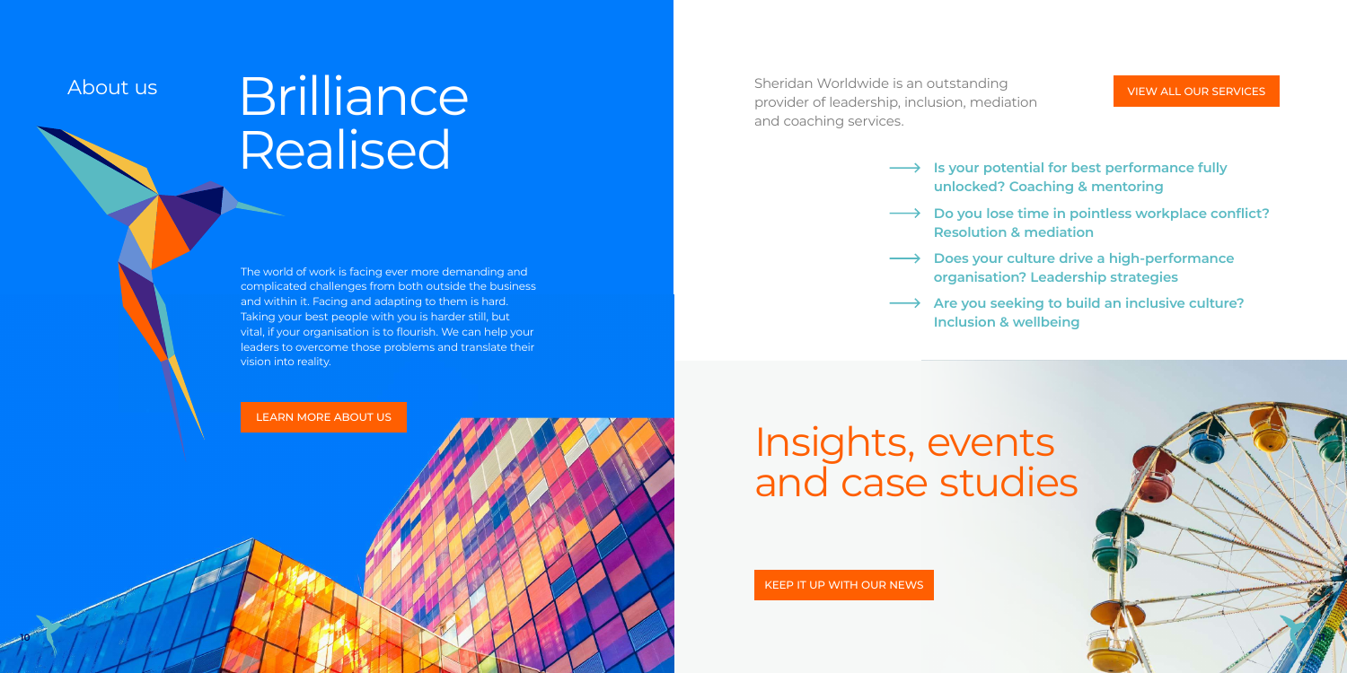About us

# Brilliance Realised

The world of work is facing ever more demanding and complicated challenges from both outside the business and within it. Facing and adapting to them is hard. Taking your best people with you is harder still, but vital, if your organisation is to flourish. We can help your leaders to overcome those problems and translate their vision into reality.

LEARN MORE ABOUT US

Sheridan Worldwide is an outstanding provider of leadership, inclusion, mediation and coaching services.

VIEW ALL OUR SERVICES

- **Is your potential for best performance fully unlocked? Coaching & mentoring**
- **Do you lose time in pointless workplace conflict? Resolution & mediation**
- **Does your culture drive a high-performance organisation? Leadership strategies**
- **Are you seeking to build an inclusive culture? Inclusion & wellbeing**

# Insights, events and case studies

KEEP IT UP WITH OUR NEWS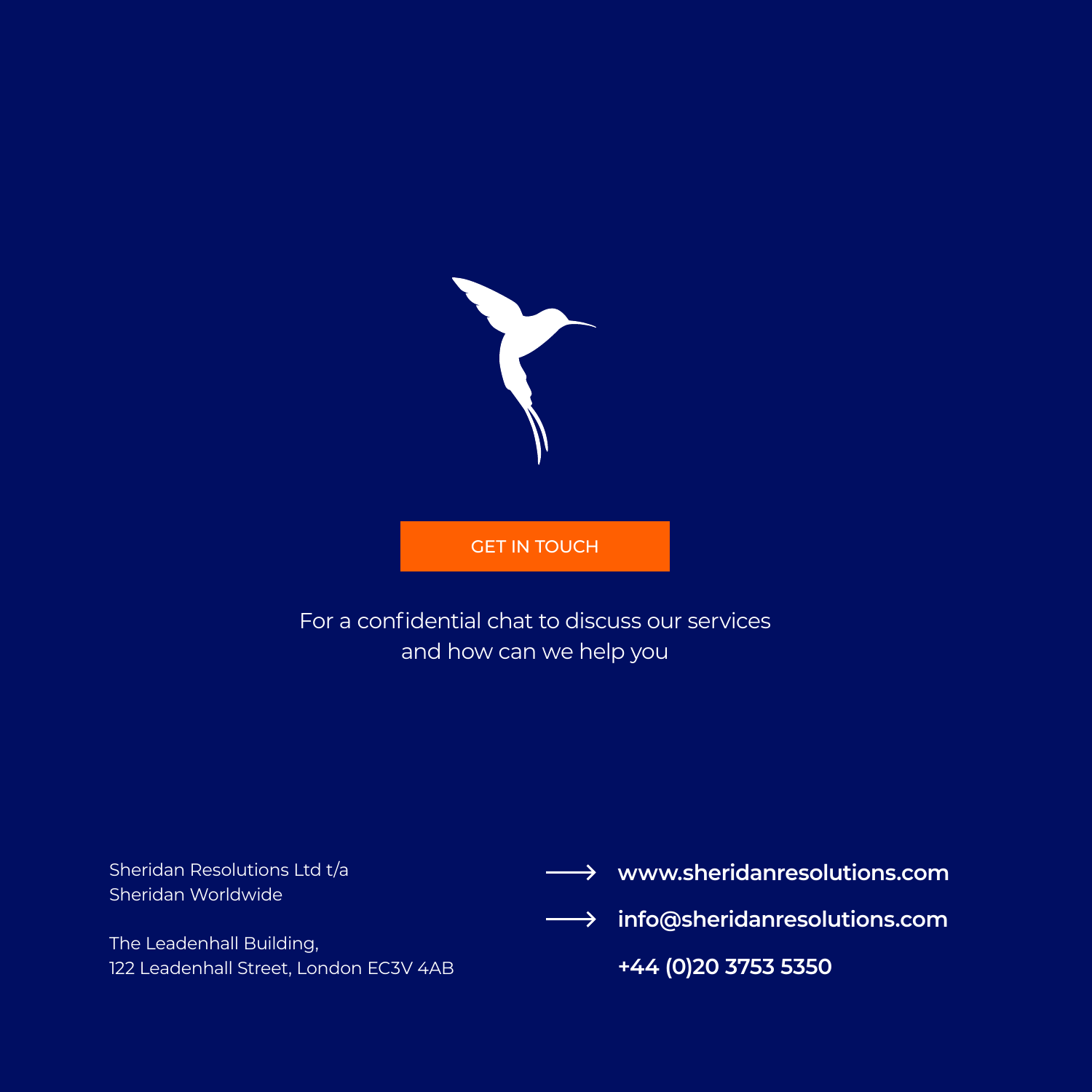GET IN TOUCH

For a confidential chat to discuss our services
and how can we help you

Sheridan Resolutions Ltd t/a
Sheridan Worldwide

The Leadenhall Building,
122 Leadenhall Street, London EC3V 4AB

→ **www.sheridanresolutions.com**

→ **info@sheridanresolutions.com**

**+44 (0)20 3753 5350**